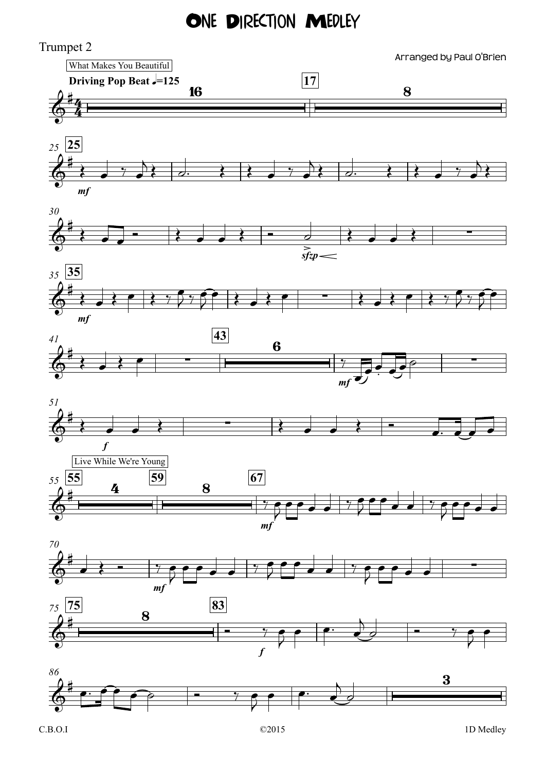# One Direction Medley

Trumpet 2

Arranged by Paul O'Brien

What Makes You Beautiful

**Driving Pop Beat** ♩=125

Live While We're Young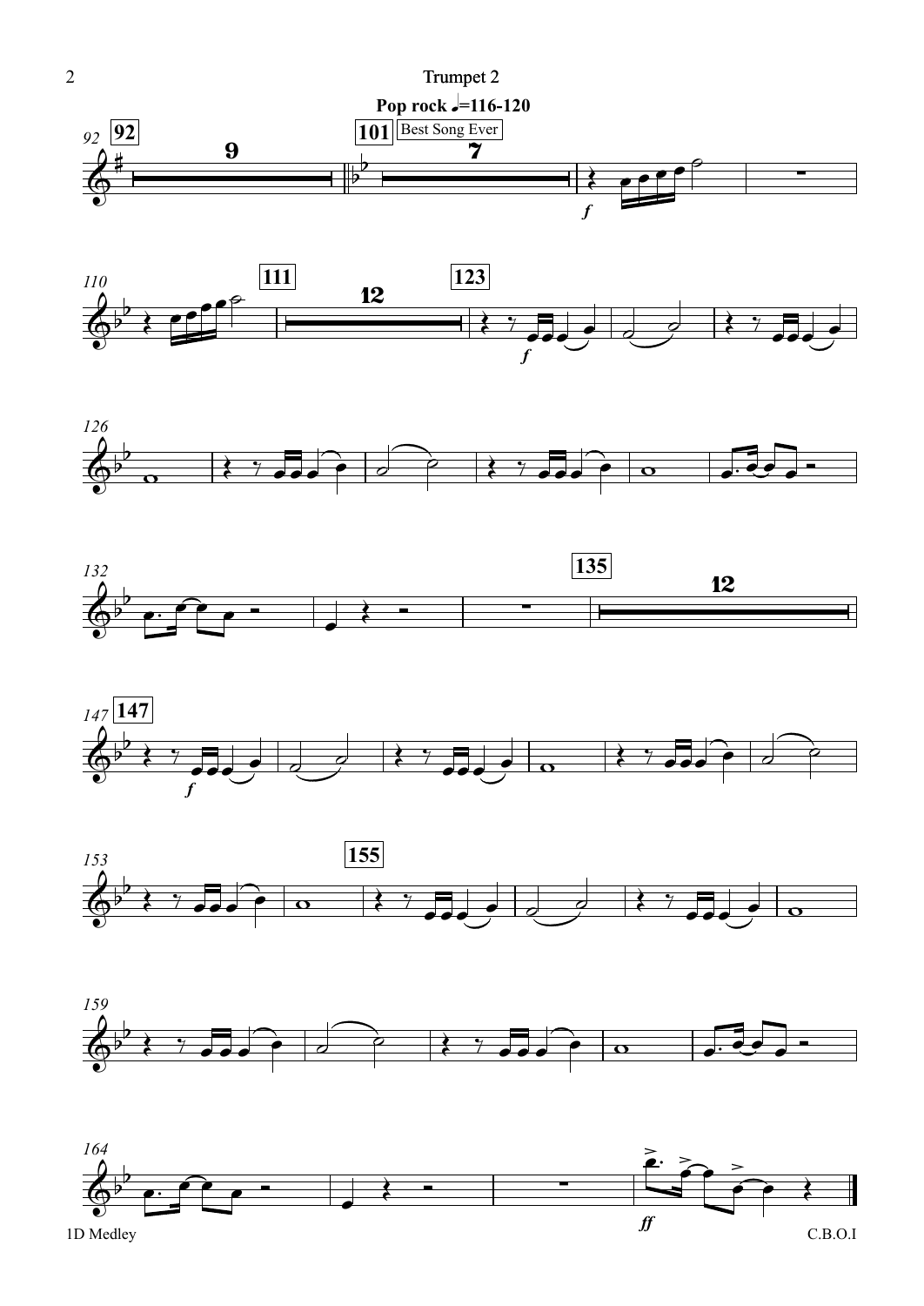Trumpet 2

Pop rock ♩=116-120

Best Song Ever

1D Medley

C.B.O.I